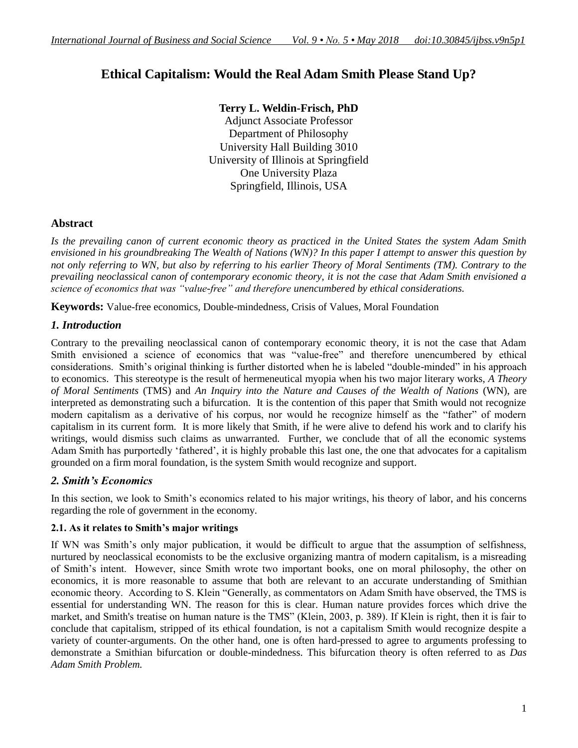# Ethical Capitalism: Would the Real Adam Smith Please Stand Up?

**Terry L. Weldin-Frisch, PhD**
Adjunct Associate Professor
Department of Philosophy
University Hall Building 3010
University of Illinois at Springfield
One University Plaza
Springfield, Illinois, USA

## Abstract

*Is the prevailing canon of current economic theory as practiced in the United States the system Adam Smith envisioned in his groundbreaking The Wealth of Nations (WN)? In this paper I attempt to answer this question by not only referring to WN, but also by referring to his earlier Theory of Moral Sentiments (TM). Contrary to the prevailing neoclassical canon of contemporary economic theory, it is not the case that Adam Smith envisioned a science of economics that was "value-free" and therefore unencumbered by ethical considerations.*

**Keywords:** Value-free economics, Double-mindedness, Crisis of Values, Moral Foundation

## *1. Introduction*

Contrary to the prevailing neoclassical canon of contemporary economic theory, it is not the case that Adam Smith envisioned a science of economics that was "value-free" and therefore unencumbered by ethical considerations. Smith's original thinking is further distorted when he is labeled "double-minded" in his approach to economics. This stereotype is the result of hermeneutical myopia when his two major literary works, *A Theory of Moral Sentiments* (TMS) and *An Inquiry into the Nature and Causes of the Wealth of Nations* (WN), are interpreted as demonstrating such a bifurcation. It is the contention of this paper that Smith would not recognize modern capitalism as a derivative of his corpus, nor would he recognize himself as the "father" of modern capitalism in its current form. It is more likely that Smith, if he were alive to defend his work and to clarify his writings, would dismiss such claims as unwarranted. Further, we conclude that of all the economic systems Adam Smith has purportedly 'fathered', it is highly probable this last one, the one that advocates for a capitalism grounded on a firm moral foundation, is the system Smith would recognize and support.

## *2. Smith's Economics*

In this section, we look to Smith's economics related to his major writings, his theory of labor, and his concerns regarding the role of government in the economy.

### 2.1. As it relates to Smith's major writings

If WN was Smith's only major publication, it would be difficult to argue that the assumption of selfishness, nurtured by neoclassical economists to be the exclusive organizing mantra of modern capitalism, is a misreading of Smith's intent. However, since Smith wrote two important books, one on moral philosophy, the other on economics, it is more reasonable to assume that both are relevant to an accurate understanding of Smithian economic theory. According to S. Klein "Generally, as commentators on Adam Smith have observed, the TMS is essential for understanding WN. The reason for this is clear. Human nature provides forces which drive the market, and Smith's treatise on human nature is the TMS" (Klein, 2003, p. 389). If Klein is right, then it is fair to conclude that capitalism, stripped of its ethical foundation, is not a capitalism Smith would recognize despite a variety of counter-arguments. On the other hand, one is often hard-pressed to agree to arguments professing to demonstrate a Smithian bifurcation or double-mindedness. This bifurcation theory is often referred to as *Das Adam Smith Problem.*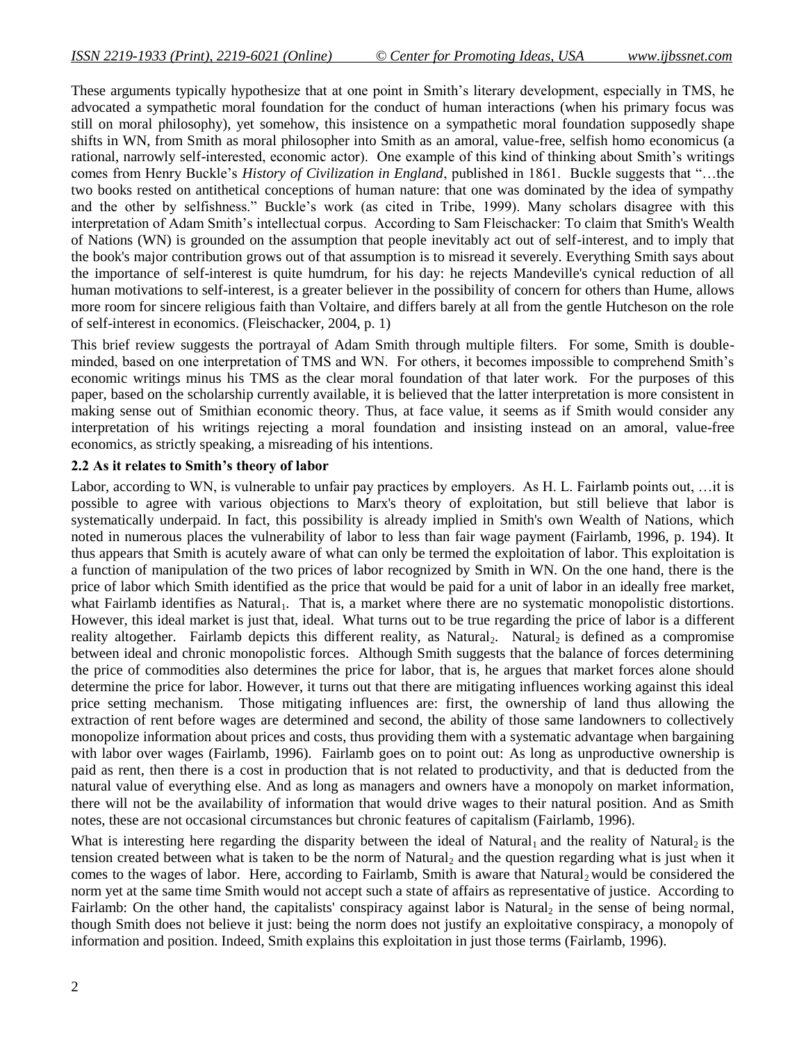These arguments typically hypothesize that at one point in Smith's literary development, especially in TMS, he advocated a sympathetic moral foundation for the conduct of human interactions (when his primary focus was still on moral philosophy), yet somehow, this insistence on a sympathetic moral foundation supposedly shape shifts in WN, from Smith as moral philosopher into Smith as an amoral, value-free, selfish homo economicus (a rational, narrowly self-interested, economic actor). One example of this kind of thinking about Smith's writings comes from Henry Buckle's *History of Civilization in England*, published in 1861. Buckle suggests that "…the two books rested on antithetical conceptions of human nature: that one was dominated by the idea of sympathy and the other by selfishness." Buckle's work (as cited in Tribe, 1999). Many scholars disagree with this interpretation of Adam Smith's intellectual corpus. According to Sam Fleischacker: To claim that Smith's Wealth of Nations (WN) is grounded on the assumption that people inevitably act out of self-interest, and to imply that the book's major contribution grows out of that assumption is to misread it severely. Everything Smith says about the importance of self-interest is quite humdrum, for his day: he rejects Mandeville's cynical reduction of all human motivations to self-interest, is a greater believer in the possibility of concern for others than Hume, allows more room for sincere religious faith than Voltaire, and differs barely at all from the gentle Hutcheson on the role of self-interest in economics. (Fleischacker, 2004, p. 1)

This brief review suggests the portrayal of Adam Smith through multiple filters. For some, Smith is double-minded, based on one interpretation of TMS and WN. For others, it becomes impossible to comprehend Smith's economic writings minus his TMS as the clear moral foundation of that later work. For the purposes of this paper, based on the scholarship currently available, it is believed that the latter interpretation is more consistent in making sense out of Smithian economic theory. Thus, at face value, it seems as if Smith would consider any interpretation of his writings rejecting a moral foundation and insisting instead on an amoral, value-free economics, as strictly speaking, a misreading of his intentions.

**2.2 As it relates to Smith's theory of labor**

Labor, according to WN, is vulnerable to unfair pay practices by employers. As H. L. Fairlamb points out, …it is possible to agree with various objections to Marx's theory of exploitation, but still believe that labor is systematically underpaid. In fact, this possibility is already implied in Smith's own Wealth of Nations, which noted in numerous places the vulnerability of labor to less than fair wage payment (Fairlamb, 1996, p. 194). It thus appears that Smith is acutely aware of what can only be termed the exploitation of labor. This exploitation is a function of manipulation of the two prices of labor recognized by Smith in WN. On the one hand, there is the price of labor which Smith identified as the price that would be paid for a unit of labor in an ideally free market, what Fairlamb identifies as $Natural_1$. That is, a market where there are no systematic monopolistic distortions. However, this ideal market is just that, ideal. What turns out to be true regarding the price of labor is a different reality altogether. Fairlamb depicts this different reality, as $Natural_2$. $Natural_2$ is defined as a compromise between ideal and chronic monopolistic forces. Although Smith suggests that the balance of forces determining the price of commodities also determines the price for labor, that is, he argues that market forces alone should determine the price for labor. However, it turns out that there are mitigating influences working against this ideal price setting mechanism. Those mitigating influences are: first, the ownership of land thus allowing the extraction of rent before wages are determined and second, the ability of those same landowners to collectively monopolize information about prices and costs, thus providing them with a systematic advantage when bargaining with labor over wages (Fairlamb, 1996). Fairlamb goes on to point out: As long as unproductive ownership is paid as rent, then there is a cost in production that is not related to productivity, and that is deducted from the natural value of everything else. And as long as managers and owners have a monopoly on market information, there will not be the availability of information that would drive wages to their natural position. And as Smith notes, these are not occasional circumstances but chronic features of capitalism (Fairlamb, 1996).

What is interesting here regarding the disparity between the ideal of $Natural_1$ and the reality of $Natural_2$ is the tension created between what is taken to be the norm of $Natural_2$ and the question regarding what is just when it comes to the wages of labor. Here, according to Fairlamb, Smith is aware that $Natural_2$ would be considered the norm yet at the same time Smith would not accept such a state of affairs as representative of justice. According to Fairlamb: On the other hand, the capitalists' conspiracy against labor is $Natural_2$ in the sense of being normal, though Smith does not believe it just: being the norm does not justify an exploitative conspiracy, a monopoly of information and position. Indeed, Smith explains this exploitation in just those terms (Fairlamb, 1996).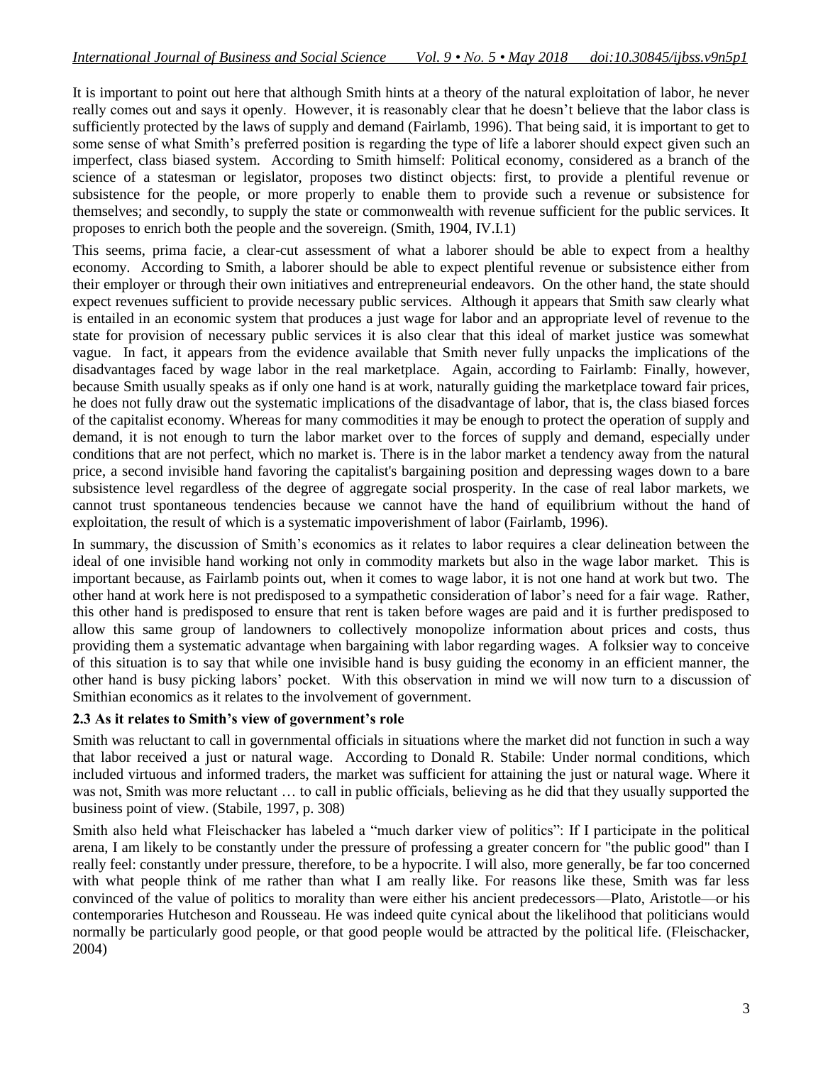It is important to point out here that although Smith hints at a theory of the natural exploitation of labor, he never really comes out and says it openly. However, it is reasonably clear that he doesn't believe that the labor class is sufficiently protected by the laws of supply and demand (Fairlamb, 1996). That being said, it is important to get to some sense of what Smith's preferred position is regarding the type of life a laborer should expect given such an imperfect, class biased system. According to Smith himself: Political economy, considered as a branch of the science of a statesman or legislator, proposes two distinct objects: first, to provide a plentiful revenue or subsistence for the people, or more properly to enable them to provide such a revenue or subsistence for themselves; and secondly, to supply the state or commonwealth with revenue sufficient for the public services. It proposes to enrich both the people and the sovereign. (Smith, 1904, IV.I.1)

This seems, prima facie, a clear-cut assessment of what a laborer should be able to expect from a healthy economy. According to Smith, a laborer should be able to expect plentiful revenue or subsistence either from their employer or through their own initiatives and entrepreneurial endeavors. On the other hand, the state should expect revenues sufficient to provide necessary public services. Although it appears that Smith saw clearly what is entailed in an economic system that produces a just wage for labor and an appropriate level of revenue to the state for provision of necessary public services it is also clear that this ideal of market justice was somewhat vague. In fact, it appears from the evidence available that Smith never fully unpacks the implications of the disadvantages faced by wage labor in the real marketplace. Again, according to Fairlamb: Finally, however, because Smith usually speaks as if only one hand is at work, naturally guiding the marketplace toward fair prices, he does not fully draw out the systematic implications of the disadvantage of labor, that is, the class biased forces of the capitalist economy. Whereas for many commodities it may be enough to protect the operation of supply and demand, it is not enough to turn the labor market over to the forces of supply and demand, especially under conditions that are not perfect, which no market is. There is in the labor market a tendency away from the natural price, a second invisible hand favoring the capitalist's bargaining position and depressing wages down to a bare subsistence level regardless of the degree of aggregate social prosperity. In the case of real labor markets, we cannot trust spontaneous tendencies because we cannot have the hand of equilibrium without the hand of exploitation, the result of which is a systematic impoverishment of labor (Fairlamb, 1996).

In summary, the discussion of Smith's economics as it relates to labor requires a clear delineation between the ideal of one invisible hand working not only in commodity markets but also in the wage labor market. This is important because, as Fairlamb points out, when it comes to wage labor, it is not one hand at work but two. The other hand at work here is not predisposed to a sympathetic consideration of labor's need for a fair wage. Rather, this other hand is predisposed to ensure that rent is taken before wages are paid and it is further predisposed to allow this same group of landowners to collectively monopolize information about prices and costs, thus providing them a systematic advantage when bargaining with labor regarding wages. A folksier way to conceive of this situation is to say that while one invisible hand is busy guiding the economy in an efficient manner, the other hand is busy picking labors' pocket. With this observation in mind we will now turn to a discussion of Smithian economics as it relates to the involvement of government.

### 2.3 As it relates to Smith's view of government's role

Smith was reluctant to call in governmental officials in situations where the market did not function in such a way that labor received a just or natural wage. According to Donald R. Stabile: Under normal conditions, which included virtuous and informed traders, the market was sufficient for attaining the just or natural wage. Where it was not, Smith was more reluctant … to call in public officials, believing as he did that they usually supported the business point of view. (Stabile, 1997, p. 308)

Smith also held what Fleischacker has labeled a "much darker view of politics": If I participate in the political arena, I am likely to be constantly under the pressure of professing a greater concern for "the public good" than I really feel: constantly under pressure, therefore, to be a hypocrite. I will also, more generally, be far too concerned with what people think of me rather than what I am really like. For reasons like these, Smith was far less convinced of the value of politics to morality than were either his ancient predecessors—Plato, Aristotle—or his contemporaries Hutcheson and Rousseau. He was indeed quite cynical about the likelihood that politicians would normally be particularly good people, or that good people would be attracted by the political life. (Fleischacker, 2004)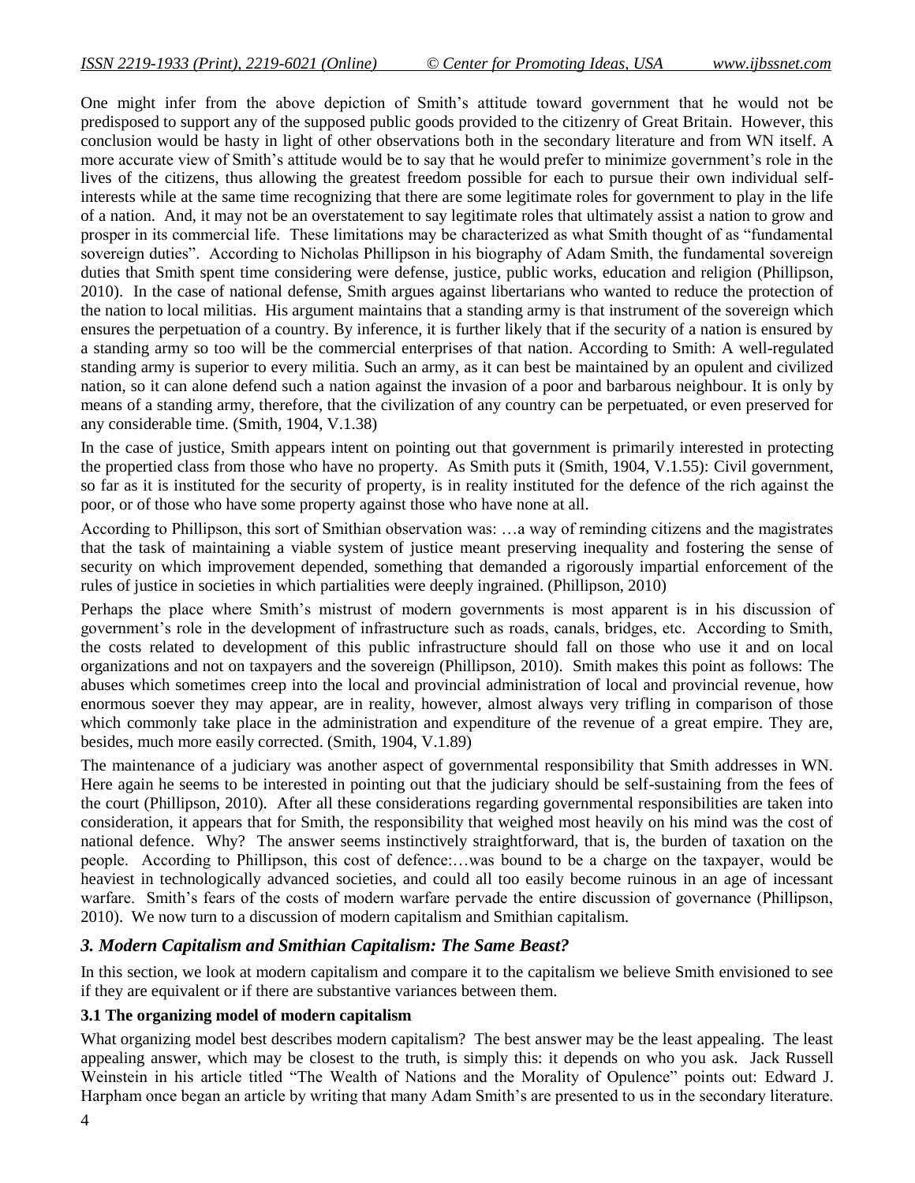One might infer from the above depiction of Smith's attitude toward government that he would not be predisposed to support any of the supposed public goods provided to the citizenry of Great Britain. However, this conclusion would be hasty in light of other observations both in the secondary literature and from WN itself. A more accurate view of Smith's attitude would be to say that he would prefer to minimize government's role in the lives of the citizens, thus allowing the greatest freedom possible for each to pursue their own individual self-interests while at the same time recognizing that there are some legitimate roles for government to play in the life of a nation. And, it may not be an overstatement to say legitimate roles that ultimately assist a nation to grow and prosper in its commercial life. These limitations may be characterized as what Smith thought of as "fundamental sovereign duties". According to Nicholas Phillipson in his biography of Adam Smith, the fundamental sovereign duties that Smith spent time considering were defense, justice, public works, education and religion (Phillipson, 2010). In the case of national defense, Smith argues against libertarians who wanted to reduce the protection of the nation to local militias. His argument maintains that a standing army is that instrument of the sovereign which ensures the perpetuation of a country. By inference, it is further likely that if the security of a nation is ensured by a standing army so too will be the commercial enterprises of that nation. According to Smith: A well-regulated standing army is superior to every militia. Such an army, as it can best be maintained by an opulent and civilized nation, so it can alone defend such a nation against the invasion of a poor and barbarous neighbour. It is only by means of a standing army, therefore, that the civilization of any country can be perpetuated, or even preserved for any considerable time. (Smith, 1904, V.1.38)

In the case of justice, Smith appears intent on pointing out that government is primarily interested in protecting the propertied class from those who have no property. As Smith puts it (Smith, 1904, V.1.55): Civil government, so far as it is instituted for the security of property, is in reality instituted for the defence of the rich against the poor, or of those who have some property against those who have none at all.

According to Phillipson, this sort of Smithian observation was: …a way of reminding citizens and the magistrates that the task of maintaining a viable system of justice meant preserving inequality and fostering the sense of security on which improvement depended, something that demanded a rigorously impartial enforcement of the rules of justice in societies in which partialities were deeply ingrained. (Phillipson, 2010)

Perhaps the place where Smith's mistrust of modern governments is most apparent is in his discussion of government's role in the development of infrastructure such as roads, canals, bridges, etc. According to Smith, the costs related to development of this public infrastructure should fall on those who use it and on local organizations and not on taxpayers and the sovereign (Phillipson, 2010). Smith makes this point as follows: The abuses which sometimes creep into the local and provincial administration of local and provincial revenue, how enormous soever they may appear, are in reality, however, almost always very trifling in comparison of those which commonly take place in the administration and expenditure of the revenue of a great empire. They are, besides, much more easily corrected. (Smith, 1904, V.1.89)

The maintenance of a judiciary was another aspect of governmental responsibility that Smith addresses in WN. Here again he seems to be interested in pointing out that the judiciary should be self-sustaining from the fees of the court (Phillipson, 2010). After all these considerations regarding governmental responsibilities are taken into consideration, it appears that for Smith, the responsibility that weighed most heavily on his mind was the cost of national defence. Why? The answer seems instinctively straightforward, that is, the burden of taxation on the people. According to Phillipson, this cost of defence:…was bound to be a charge on the taxpayer, would be heaviest in technologically advanced societies, and could all too easily become ruinous in an age of incessant warfare. Smith's fears of the costs of modern warfare pervade the entire discussion of governance (Phillipson, 2010). We now turn to a discussion of modern capitalism and Smithian capitalism.

## *3. Modern Capitalism and Smithian Capitalism: The Same Beast?*

In this section, we look at modern capitalism and compare it to the capitalism we believe Smith envisioned to see if they are equivalent or if there are substantive variances between them.

### 3.1 The organizing model of modern capitalism

What organizing model best describes modern capitalism? The best answer may be the least appealing. The least appealing answer, which may be closest to the truth, is simply this: it depends on who you ask. Jack Russell Weinstein in his article titled "The Wealth of Nations and the Morality of Opulence" points out: Edward J. Harpham once began an article by writing that many Adam Smith's are presented to us in the secondary literature.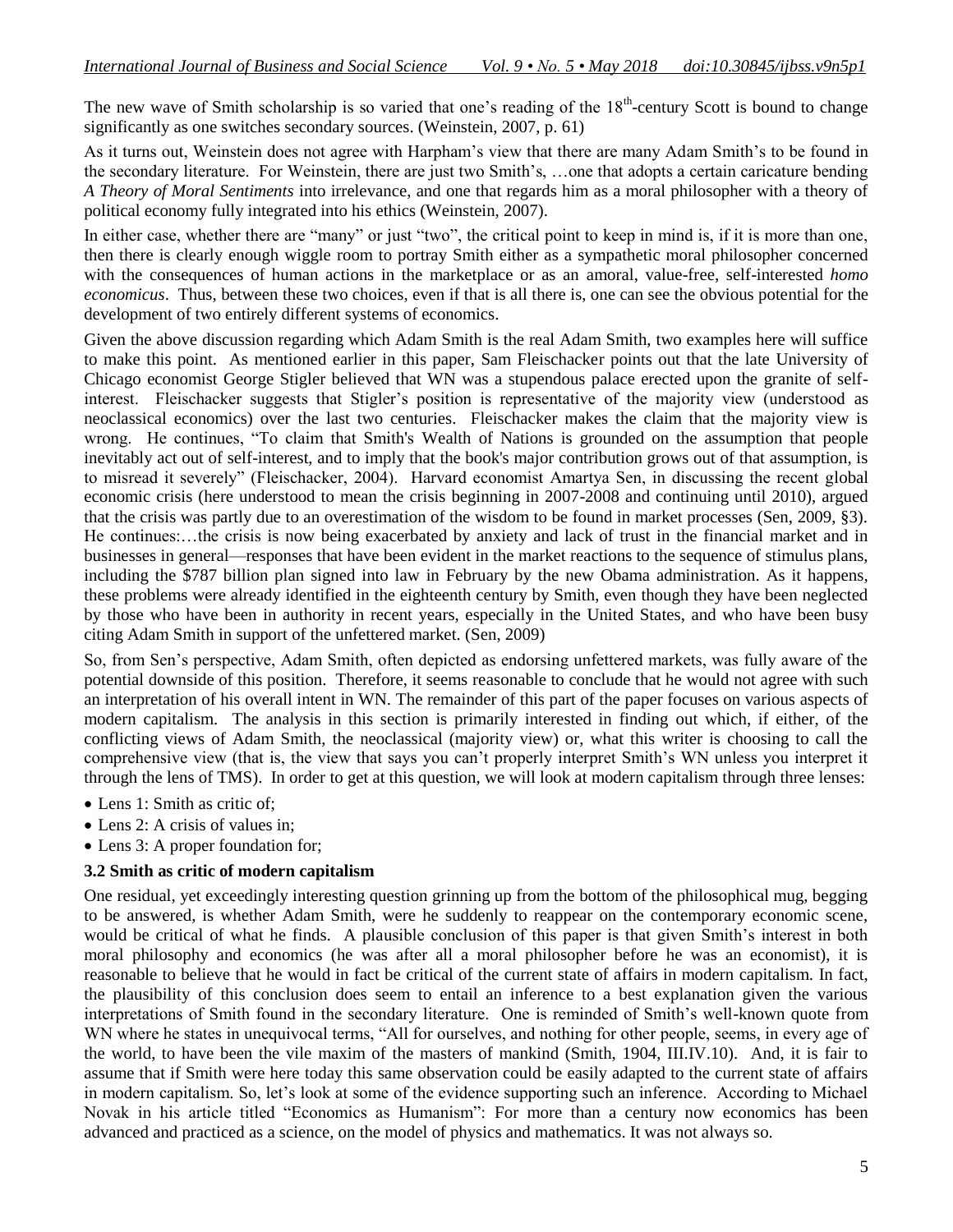The new wave of Smith scholarship is so varied that one's reading of the 18th-century Scott is bound to change significantly as one switches secondary sources. (Weinstein, 2007, p. 61)

As it turns out, Weinstein does not agree with Harpham's view that there are many Adam Smith's to be found in the secondary literature. For Weinstein, there are just two Smith's, …one that adopts a certain caricature bending *A Theory of Moral Sentiments* into irrelevance, and one that regards him as a moral philosopher with a theory of political economy fully integrated into his ethics (Weinstein, 2007).

In either case, whether there are "many" or just "two", the critical point to keep in mind is, if it is more than one, then there is clearly enough wiggle room to portray Smith either as a sympathetic moral philosopher concerned with the consequences of human actions in the marketplace or as an amoral, value-free, self-interested *homo economicus*. Thus, between these two choices, even if that is all there is, one can see the obvious potential for the development of two entirely different systems of economics.

Given the above discussion regarding which Adam Smith is the real Adam Smith, two examples here will suffice to make this point. As mentioned earlier in this paper, Sam Fleischacker points out that the late University of Chicago economist George Stigler believed that WN was a stupendous palace erected upon the granite of self-interest. Fleischacker suggests that Stigler's position is representative of the majority view (understood as neoclassical economics) over the last two centuries. Fleischacker makes the claim that the majority view is wrong. He continues, "To claim that Smith's Wealth of Nations is grounded on the assumption that people inevitably act out of self-interest, and to imply that the book's major contribution grows out of that assumption, is to misread it severely" (Fleischacker, 2004). Harvard economist Amartya Sen, in discussing the recent global economic crisis (here understood to mean the crisis beginning in 2007-2008 and continuing until 2010), argued that the crisis was partly due to an overestimation of the wisdom to be found in market processes (Sen, 2009, §3). He continues:…the crisis is now being exacerbated by anxiety and lack of trust in the financial market and in businesses in general—responses that have been evident in the market reactions to the sequence of stimulus plans, including the $787 billion plan signed into law in February by the new Obama administration. As it happens, these problems were already identified in the eighteenth century by Smith, even though they have been neglected by those who have been in authority in recent years, especially in the United States, and who have been busy citing Adam Smith in support of the unfettered market. (Sen, 2009)

So, from Sen's perspective, Adam Smith, often depicted as endorsing unfettered markets, was fully aware of the potential downside of this position. Therefore, it seems reasonable to conclude that he would not agree with such an interpretation of his overall intent in WN. The remainder of this part of the paper focuses on various aspects of modern capitalism. The analysis in this section is primarily interested in finding out which, if either, of the conflicting views of Adam Smith, the neoclassical (majority view) or, what this writer is choosing to call the comprehensive view (that is, the view that says you can't properly interpret Smith's WN unless you interpret it through the lens of TMS). In order to get at this question, we will look at modern capitalism through three lenses:

- Lens 1: Smith as critic of;
- Lens 2: A crisis of values in;
- Lens 3: A proper foundation for;

### 3.2 Smith as critic of modern capitalism

One residual, yet exceedingly interesting question grinning up from the bottom of the philosophical mug, begging to be answered, is whether Adam Smith, were he suddenly to reappear on the contemporary economic scene, would be critical of what he finds. A plausible conclusion of this paper is that given Smith's interest in both moral philosophy and economics (he was after all a moral philosopher before he was an economist), it is reasonable to believe that he would in fact be critical of the current state of affairs in modern capitalism. In fact, the plausibility of this conclusion does seem to entail an inference to a best explanation given the various interpretations of Smith found in the secondary literature. One is reminded of Smith's well-known quote from WN where he states in unequivocal terms, "All for ourselves, and nothing for other people, seems, in every age of the world, to have been the vile maxim of the masters of mankind (Smith, 1904, III.IV.10). And, it is fair to assume that if Smith were here today this same observation could be easily adapted to the current state of affairs in modern capitalism. So, let's look at some of the evidence supporting such an inference. According to Michael Novak in his article titled "Economics as Humanism": For more than a century now economics has been advanced and practiced as a science, on the model of physics and mathematics. It was not always so.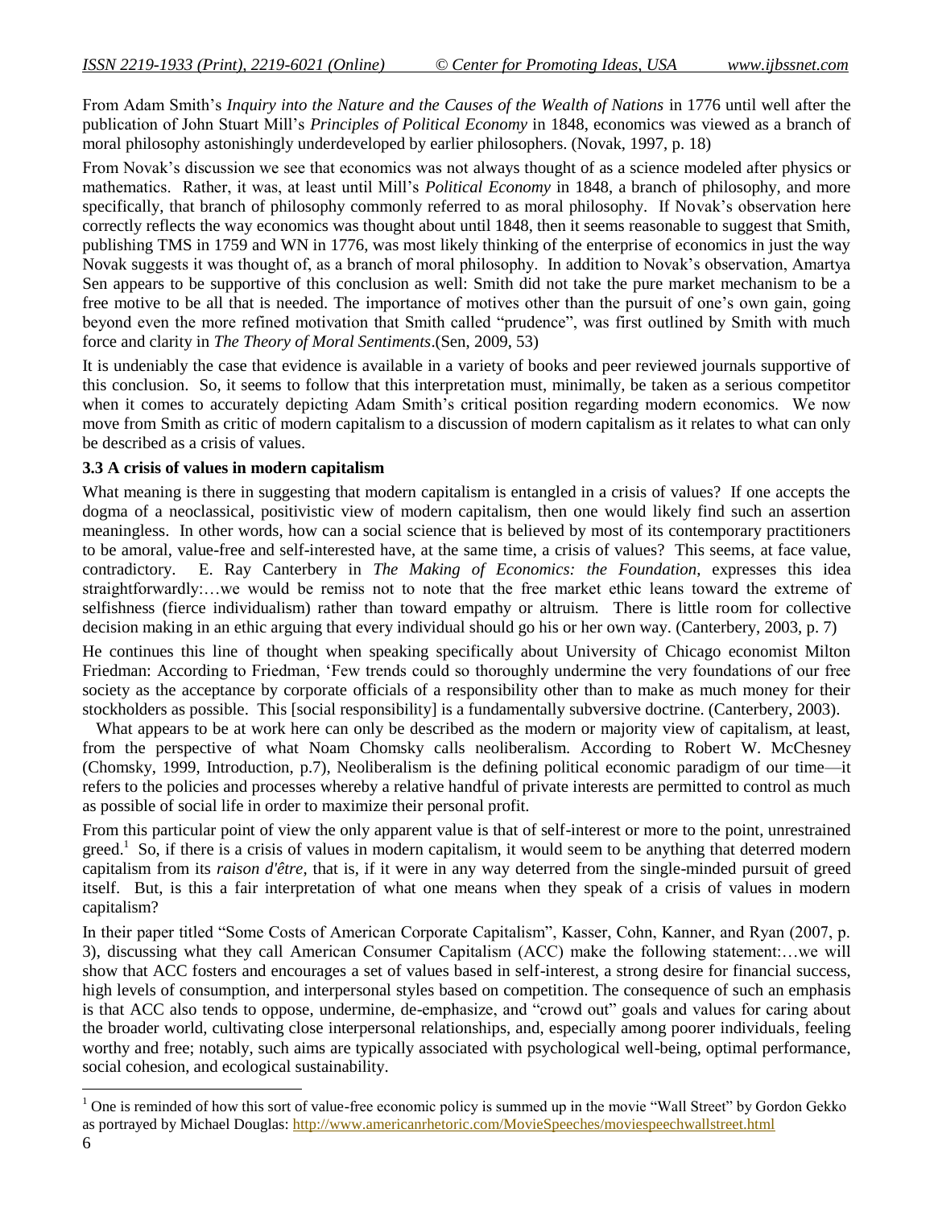From Adam Smith's *Inquiry into the Nature and the Causes of the Wealth of Nations* in 1776 until well after the publication of John Stuart Mill's *Principles of Political Economy* in 1848, economics was viewed as a branch of moral philosophy astonishingly underdeveloped by earlier philosophers. (Novak, 1997, p. 18)

From Novak's discussion we see that economics was not always thought of as a science modeled after physics or mathematics. Rather, it was, at least until Mill's *Political Economy* in 1848, a branch of philosophy, and more specifically, that branch of philosophy commonly referred to as moral philosophy. If Novak's observation here correctly reflects the way economics was thought about until 1848, then it seems reasonable to suggest that Smith, publishing TMS in 1759 and WN in 1776, was most likely thinking of the enterprise of economics in just the way Novak suggests it was thought of, as a branch of moral philosophy. In addition to Novak's observation, Amartya Sen appears to be supportive of this conclusion as well: Smith did not take the pure market mechanism to be a free motive to be all that is needed. The importance of motives other than the pursuit of one's own gain, going beyond even the more refined motivation that Smith called "prudence", was first outlined by Smith with much force and clarity in *The Theory of Moral Sentiments*.(Sen, 2009, 53)

It is undeniably the case that evidence is available in a variety of books and peer reviewed journals supportive of this conclusion. So, it seems to follow that this interpretation must, minimally, be taken as a serious competitor when it comes to accurately depicting Adam Smith's critical position regarding modern economics. We now move from Smith as critic of modern capitalism to a discussion of modern capitalism as it relates to what can only be described as a crisis of values.

### 3.3 A crisis of values in modern capitalism

What meaning is there in suggesting that modern capitalism is entangled in a crisis of values? If one accepts the dogma of a neoclassical, positivistic view of modern capitalism, then one would likely find such an assertion meaningless. In other words, how can a social science that is believed by most of its contemporary practitioners to be amoral, value-free and self-interested have, at the same time, a crisis of values? This seems, at face value, contradictory. E. Ray Canterbery in *The Making of Economics: the Foundation*, expresses this idea straightforwardly:…we would be remiss not to note that the free market ethic leans toward the extreme of selfishness (fierce individualism) rather than toward empathy or altruism. There is little room for collective decision making in an ethic arguing that every individual should go his or her own way. (Canterbery, 2003, p. 7)

He continues this line of thought when speaking specifically about University of Chicago economist Milton Friedman: According to Friedman, 'Few trends could so thoroughly undermine the very foundations of our free society as the acceptance by corporate officials of a responsibility other than to make as much money for their stockholders as possible. This [social responsibility] is a fundamentally subversive doctrine. (Canterbery, 2003).

What appears to be at work here can only be described as the modern or majority view of capitalism, at least, from the perspective of what Noam Chomsky calls neoliberalism. According to Robert W. McChesney (Chomsky, 1999, Introduction, p.7), Neoliberalism is the defining political economic paradigm of our time—it refers to the policies and processes whereby a relative handful of private interests are permitted to control as much as possible of social life in order to maximize their personal profit.

From this particular point of view the only apparent value is that of self-interest or more to the point, unrestrained greed.[1] So, if there is a crisis of values in modern capitalism, it would seem to be anything that deterred modern capitalism from its *raison d'être*, that is, if it were in any way deterred from the single-minded pursuit of greed itself. But, is this a fair interpretation of what one means when they speak of a crisis of values in modern capitalism?

In their paper titled "Some Costs of American Corporate Capitalism", Kasser, Cohn, Kanner, and Ryan (2007, p. 3), discussing what they call American Consumer Capitalism (ACC) make the following statement:…we will show that ACC fosters and encourages a set of values based in self-interest, a strong desire for financial success, high levels of consumption, and interpersonal styles based on competition. The consequence of such an emphasis is that ACC also tends to oppose, undermine, de-emphasize, and "crowd out" goals and values for caring about the broader world, cultivating close interpersonal relationships, and, especially among poorer individuals, feeling worthy and free; notably, such aims are typically associated with psychological well-being, optimal performance, social cohesion, and ecological sustainability.

---

[1] One is reminded of how this sort of value-free economic policy is summed up in the movie "Wall Street" by Gordon Gekko as portrayed by Michael Douglas: http://www.americanrhetoric.com/MovieSpeeches/moviespeechwallstreet.html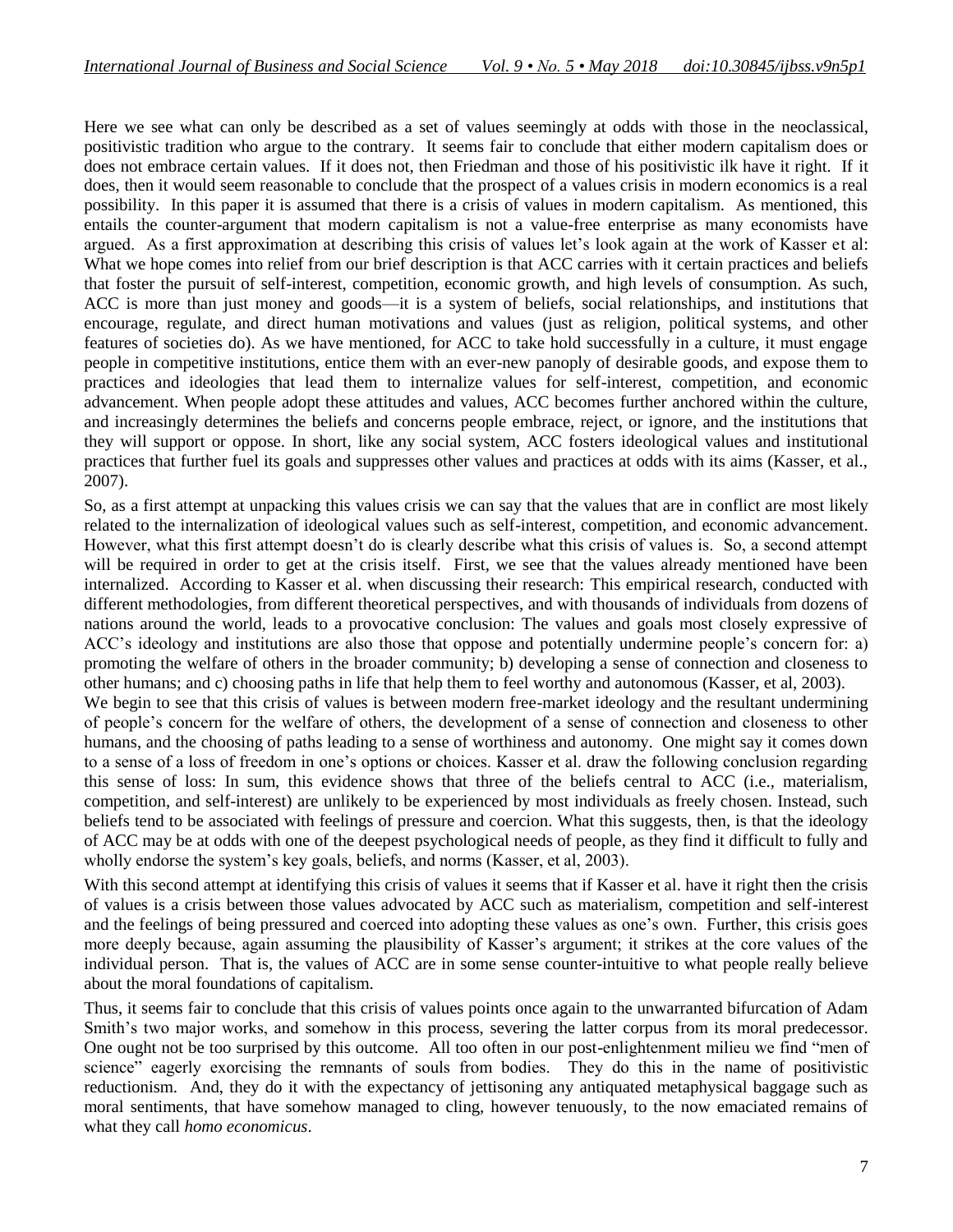Here we see what can only be described as a set of values seemingly at odds with those in the neoclassical, positivistic tradition who argue to the contrary. It seems fair to conclude that either modern capitalism does or does not embrace certain values. If it does not, then Friedman and those of his positivistic ilk have it right. If it does, then it would seem reasonable to conclude that the prospect of a values crisis in modern economics is a real possibility. In this paper it is assumed that there is a crisis of values in modern capitalism. As mentioned, this entails the counter-argument that modern capitalism is not a value-free enterprise as many economists have argued. As a first approximation at describing this crisis of values let's look again at the work of Kasser et al: What we hope comes into relief from our brief description is that ACC carries with it certain practices and beliefs that foster the pursuit of self-interest, competition, economic growth, and high levels of consumption. As such, ACC is more than just money and goods—it is a system of beliefs, social relationships, and institutions that encourage, regulate, and direct human motivations and values (just as religion, political systems, and other features of societies do). As we have mentioned, for ACC to take hold successfully in a culture, it must engage people in competitive institutions, entice them with an ever-new panoply of desirable goods, and expose them to practices and ideologies that lead them to internalize values for self-interest, competition, and economic advancement. When people adopt these attitudes and values, ACC becomes further anchored within the culture, and increasingly determines the beliefs and concerns people embrace, reject, or ignore, and the institutions that they will support or oppose. In short, like any social system, ACC fosters ideological values and institutional practices that further fuel its goals and suppresses other values and practices at odds with its aims (Kasser, et al., 2007).

So, as a first attempt at unpacking this values crisis we can say that the values that are in conflict are most likely related to the internalization of ideological values such as self-interest, competition, and economic advancement. However, what this first attempt doesn't do is clearly describe what this crisis of values is. So, a second attempt will be required in order to get at the crisis itself. First, we see that the values already mentioned have been internalized. According to Kasser et al. when discussing their research: This empirical research, conducted with different methodologies, from different theoretical perspectives, and with thousands of individuals from dozens of nations around the world, leads to a provocative conclusion: The values and goals most closely expressive of ACC's ideology and institutions are also those that oppose and potentially undermine people's concern for: a) promoting the welfare of others in the broader community; b) developing a sense of connection and closeness to other humans; and c) choosing paths in life that help them to feel worthy and autonomous (Kasser, et al, 2003).

We begin to see that this crisis of values is between modern free-market ideology and the resultant undermining of people's concern for the welfare of others, the development of a sense of connection and closeness to other humans, and the choosing of paths leading to a sense of worthiness and autonomy. One might say it comes down to a sense of a loss of freedom in one's options or choices. Kasser et al. draw the following conclusion regarding this sense of loss: In sum, this evidence shows that three of the beliefs central to ACC (i.e., materialism, competition, and self-interest) are unlikely to be experienced by most individuals as freely chosen. Instead, such beliefs tend to be associated with feelings of pressure and coercion. What this suggests, then, is that the ideology of ACC may be at odds with one of the deepest psychological needs of people, as they find it difficult to fully and wholly endorse the system's key goals, beliefs, and norms (Kasser, et al, 2003).

With this second attempt at identifying this crisis of values it seems that if Kasser et al. have it right then the crisis of values is a crisis between those values advocated by ACC such as materialism, competition and self-interest and the feelings of being pressured and coerced into adopting these values as one's own. Further, this crisis goes more deeply because, again assuming the plausibility of Kasser's argument; it strikes at the core values of the individual person. That is, the values of ACC are in some sense counter-intuitive to what people really believe about the moral foundations of capitalism.

Thus, it seems fair to conclude that this crisis of values points once again to the unwarranted bifurcation of Adam Smith's two major works, and somehow in this process, severing the latter corpus from its moral predecessor. One ought not be too surprised by this outcome. All too often in our post-enlightenment milieu we find "men of science" eagerly exorcising the remnants of souls from bodies. They do this in the name of positivistic reductionism. And, they do it with the expectancy of jettisoning any antiquated metaphysical baggage such as moral sentiments, that have somehow managed to cling, however tenuously, to the now emaciated remains of what they call *homo economicus*.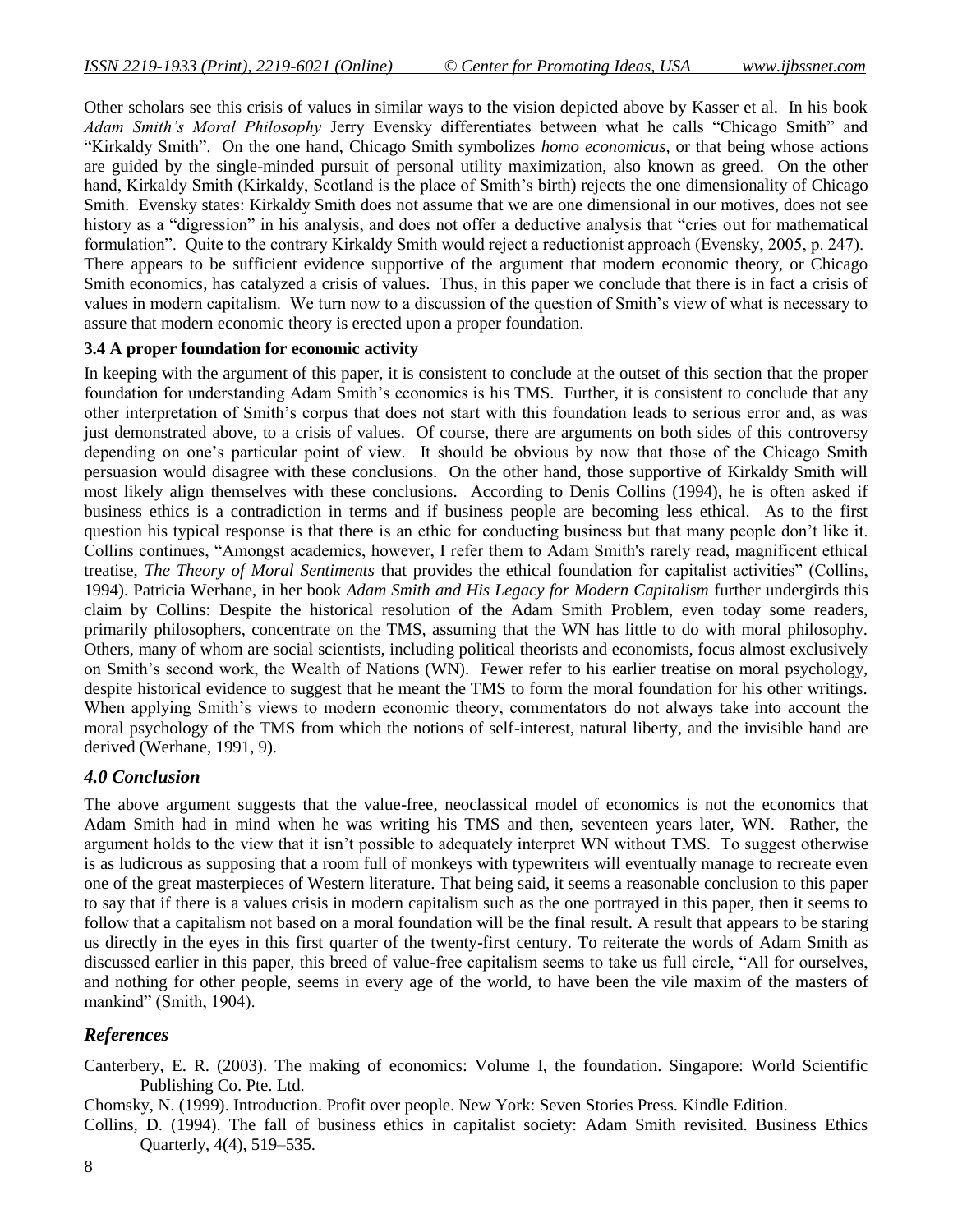Other scholars see this crisis of values in similar ways to the vision depicted above by Kasser et al. In his book *Adam Smith's Moral Philosophy* Jerry Evensky differentiates between what he calls "Chicago Smith" and "Kirkaldy Smith". On the one hand, Chicago Smith symbolizes *homo economicus*, or that being whose actions are guided by the single-minded pursuit of personal utility maximization, also known as greed. On the other hand, Kirkaldy Smith (Kirkaldy, Scotland is the place of Smith's birth) rejects the one dimensionality of Chicago Smith. Evensky states: Kirkaldy Smith does not assume that we are one dimensional in our motives, does not see history as a "digression" in his analysis, and does not offer a deductive analysis that "cries out for mathematical formulation". Quite to the contrary Kirkaldy Smith would reject a reductionist approach (Evensky, 2005, p. 247). There appears to be sufficient evidence supportive of the argument that modern economic theory, or Chicago Smith economics, has catalyzed a crisis of values. Thus, in this paper we conclude that there is in fact a crisis of values in modern capitalism. We turn now to a discussion of the question of Smith's view of what is necessary to assure that modern economic theory is erected upon a proper foundation.

### 3.4 A proper foundation for economic activity

In keeping with the argument of this paper, it is consistent to conclude at the outset of this section that the proper foundation for understanding Adam Smith's economics is his TMS. Further, it is consistent to conclude that any other interpretation of Smith's corpus that does not start with this foundation leads to serious error and, as was just demonstrated above, to a crisis of values. Of course, there are arguments on both sides of this controversy depending on one's particular point of view. It should be obvious by now that those of the Chicago Smith persuasion would disagree with these conclusions. On the other hand, those supportive of Kirkaldy Smith will most likely align themselves with these conclusions. According to Denis Collins (1994), he is often asked if business ethics is a contradiction in terms and if business people are becoming less ethical. As to the first question his typical response is that there is an ethic for conducting business but that many people don't like it. Collins continues, "Amongst academics, however, I refer them to Adam Smith's rarely read, magnificent ethical treatise, *The Theory of Moral Sentiments* that provides the ethical foundation for capitalist activities" (Collins, 1994). Patricia Werhane, in her book *Adam Smith and His Legacy for Modern Capitalism* further undergirds this claim by Collins: Despite the historical resolution of the Adam Smith Problem, even today some readers, primarily philosophers, concentrate on the TMS, assuming that the WN has little to do with moral philosophy. Others, many of whom are social scientists, including political theorists and economists, focus almost exclusively on Smith's second work, the Wealth of Nations (WN). Fewer refer to his earlier treatise on moral psychology, despite historical evidence to suggest that he meant the TMS to form the moral foundation for his other writings. When applying Smith's views to modern economic theory, commentators do not always take into account the moral psychology of the TMS from which the notions of self-interest, natural liberty, and the invisible hand are derived (Werhane, 1991, 9).

## *4.0 Conclusion*

The above argument suggests that the value-free, neoclassical model of economics is not the economics that Adam Smith had in mind when he was writing his TMS and then, seventeen years later, WN. Rather, the argument holds to the view that it isn't possible to adequately interpret WN without TMS. To suggest otherwise is as ludicrous as supposing that a room full of monkeys with typewriters will eventually manage to recreate even one of the great masterpieces of Western literature. That being said, it seems a reasonable conclusion to this paper to say that if there is a values crisis in modern capitalism such as the one portrayed in this paper, then it seems to follow that a capitalism not based on a moral foundation will be the final result. A result that appears to be staring us directly in the eyes in this first quarter of the twenty-first century. To reiterate the words of Adam Smith as discussed earlier in this paper, this breed of value-free capitalism seems to take us full circle, "All for ourselves, and nothing for other people, seems in every age of the world, to have been the vile maxim of the masters of mankind" (Smith, 1904).

## *References*

Canterbery, E. R. (2003). The making of economics: Volume I, the foundation. Singapore: World Scientific Publishing Co. Pte. Ltd.

Chomsky, N. (1999). Introduction. Profit over people. New York: Seven Stories Press. Kindle Edition.

Collins, D. (1994). The fall of business ethics in capitalist society: Adam Smith revisited. Business Ethics Quarterly, 4(4), 519–535.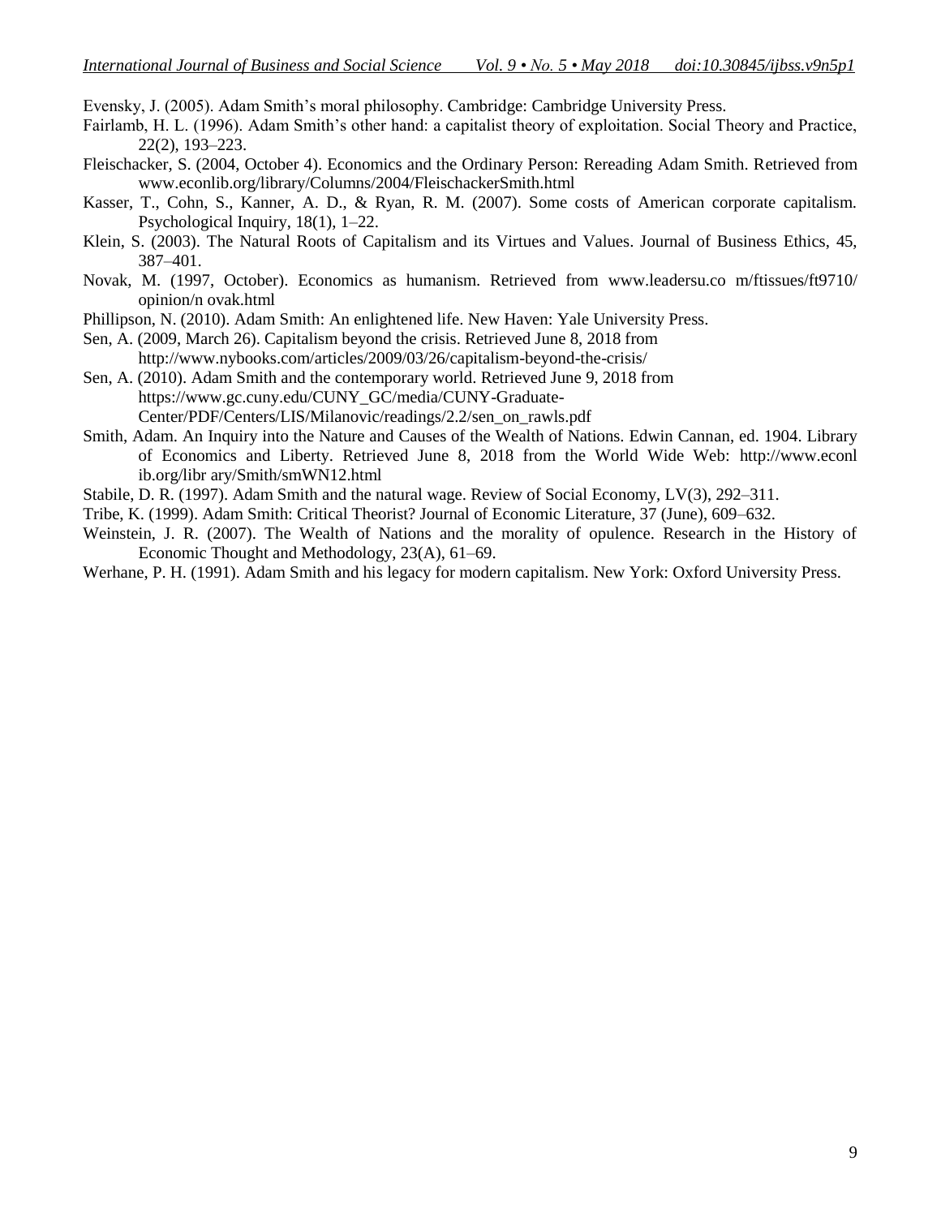Evensky, J. (2005). Adam Smith's moral philosophy. Cambridge: Cambridge University Press.

Fairlamb, H. L. (1996). Adam Smith's other hand: a capitalist theory of exploitation. Social Theory and Practice, 22(2), 193–223.

Fleischacker, S. (2004, October 4). Economics and the Ordinary Person: Rereading Adam Smith. Retrieved from www.econlib.org/library/Columns/2004/FleischackerSmith.html

Kasser, T., Cohn, S., Kanner, A. D., & Ryan, R. M. (2007). Some costs of American corporate capitalism. Psychological Inquiry, 18(1), 1–22.

Klein, S. (2003). The Natural Roots of Capitalism and its Virtues and Values. Journal of Business Ethics, 45, 387–401.

Novak, M. (1997, October). Economics as humanism. Retrieved from www.leadersu.co m/ftissues/ft9710/ opinion/n ovak.html

Phillipson, N. (2010). Adam Smith: An enlightened life. New Haven: Yale University Press.

Sen, A. (2009, March 26). Capitalism beyond the crisis. Retrieved June 8, 2018 from http://www.nybooks.com/articles/2009/03/26/capitalism-beyond-the-crisis/

Sen, A. (2010). Adam Smith and the contemporary world. Retrieved June 9, 2018 from https://www.gc.cuny.edu/CUNY_GC/media/CUNY-Graduate-Center/PDF/Centers/LIS/Milanovic/readings/2.2/sen_on_rawls.pdf

Smith, Adam. An Inquiry into the Nature and Causes of the Wealth of Nations. Edwin Cannan, ed. 1904. Library of Economics and Liberty. Retrieved June 8, 2018 from the World Wide Web: http://www.econl ib.org/libr ary/Smith/smWN12.html

Stabile, D. R. (1997). Adam Smith and the natural wage. Review of Social Economy, LV(3), 292–311.

Tribe, K. (1999). Adam Smith: Critical Theorist? Journal of Economic Literature, 37 (June), 609–632.

Weinstein, J. R. (2007). The Wealth of Nations and the morality of opulence. Research in the History of Economic Thought and Methodology, 23(A), 61–69.

Werhane, P. H. (1991). Adam Smith and his legacy for modern capitalism. New York: Oxford University Press.